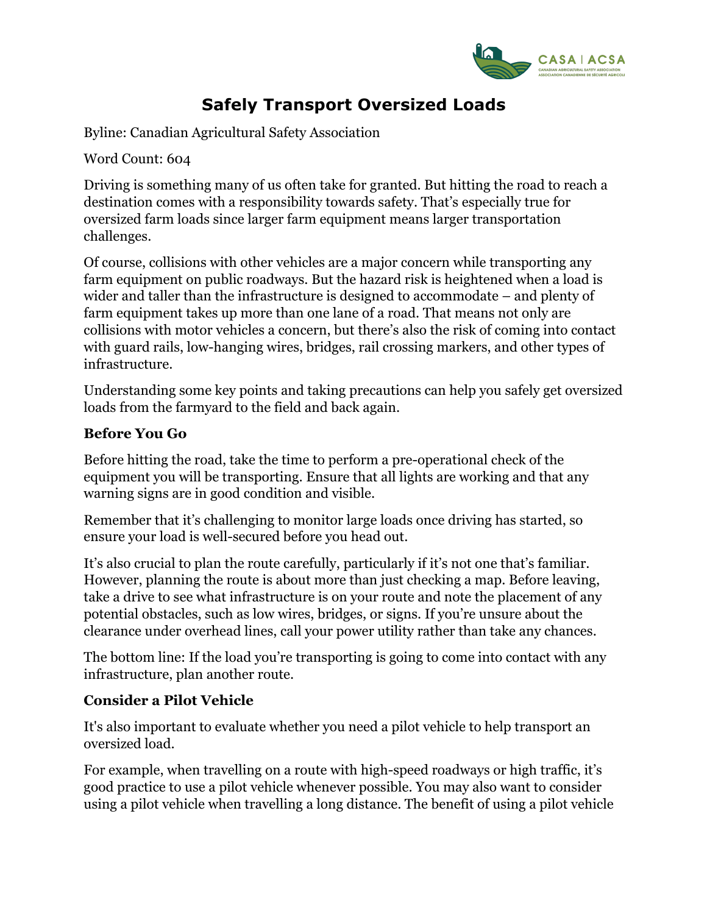# Safely Transport Oversized Loads

Byline: Canadian Agricultural Safety Association

Word Count: 604

Driving is something many of us often take for granted. But hitting the road to reach a destination comes with a responsibility towards safety. That's especially true for oversized farm loads since larger farm equipment means larger transportation challenges.

Of course, collisions with other vehicles are a major concern while transporting any farm equipment on public roadways. But the hazard risk is heightened when a load is wider and taller than the infrastructure is designed to accommodate – and plenty of farm equipment takes up more than one lane of a road. That means not only are collisions with motor vehicles a concern, but there's also the risk of coming into contact with guard rails, low-hanging wires, bridges, rail crossing markers, and other types of infrastructure.

Understanding some key points and taking precautions can help you safely get oversized loads from the farmyard to the field and back again.

### Before You Go

Before hitting the road, take the time to perform a pre-operational check of the equipment you will be transporting. Ensure that all lights are working and that any warning signs are in good condition and visible.

Remember that it's challenging to monitor large loads once driving has started, so ensure your load is well-secured before you head out.

It's also crucial to plan the route carefully, particularly if it's not one that's familiar. However, planning the route is about more than just checking a map. Before leaving, take a drive to see what infrastructure is on your route and note the placement of any potential obstacles, such as low wires, bridges, or signs. If you're unsure about the clearance under overhead lines, call your power utility rather than take any chances.

The bottom line: If the load you're transporting is going to come into contact with any infrastructure, plan another route.

### Consider a Pilot Vehicle

It's also important to evaluate whether you need a pilot vehicle to help transport an oversized load.

For example, when travelling on a route with high-speed roadways or high traffic, it's good practice to use a pilot vehicle whenever possible. You may also want to consider using a pilot vehicle when travelling a long distance. The benefit of using a pilot vehicle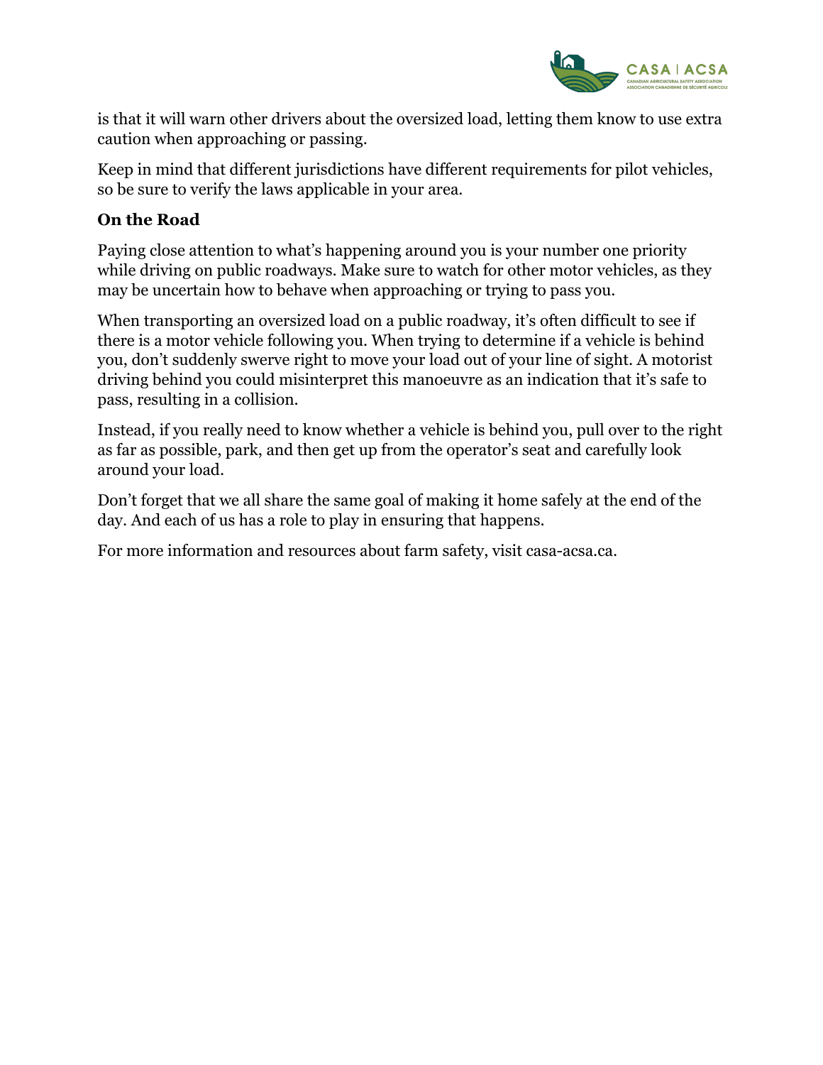is that it will warn other drivers about the oversized load, letting them know to use extra caution when approaching or passing.

Keep in mind that different jurisdictions have different requirements for pilot vehicles, so be sure to verify the laws applicable in your area.

**On the Road**

Paying close attention to what's happening around you is your number one priority while driving on public roadways. Make sure to watch for other motor vehicles, as they may be uncertain how to behave when approaching or trying to pass you.

When transporting an oversized load on a public roadway, it's often difficult to see if there is a motor vehicle following you. When trying to determine if a vehicle is behind you, don't suddenly swerve right to move your load out of your line of sight. A motorist driving behind you could misinterpret this manoeuvre as an indication that it's safe to pass, resulting in a collision.

Instead, if you really need to know whether a vehicle is behind you, pull over to the right as far as possible, park, and then get up from the operator's seat and carefully look around your load.

Don't forget that we all share the same goal of making it home safely at the end of the day. And each of us has a role to play in ensuring that happens.

For more information and resources about farm safety, visit casa-acsa.ca.